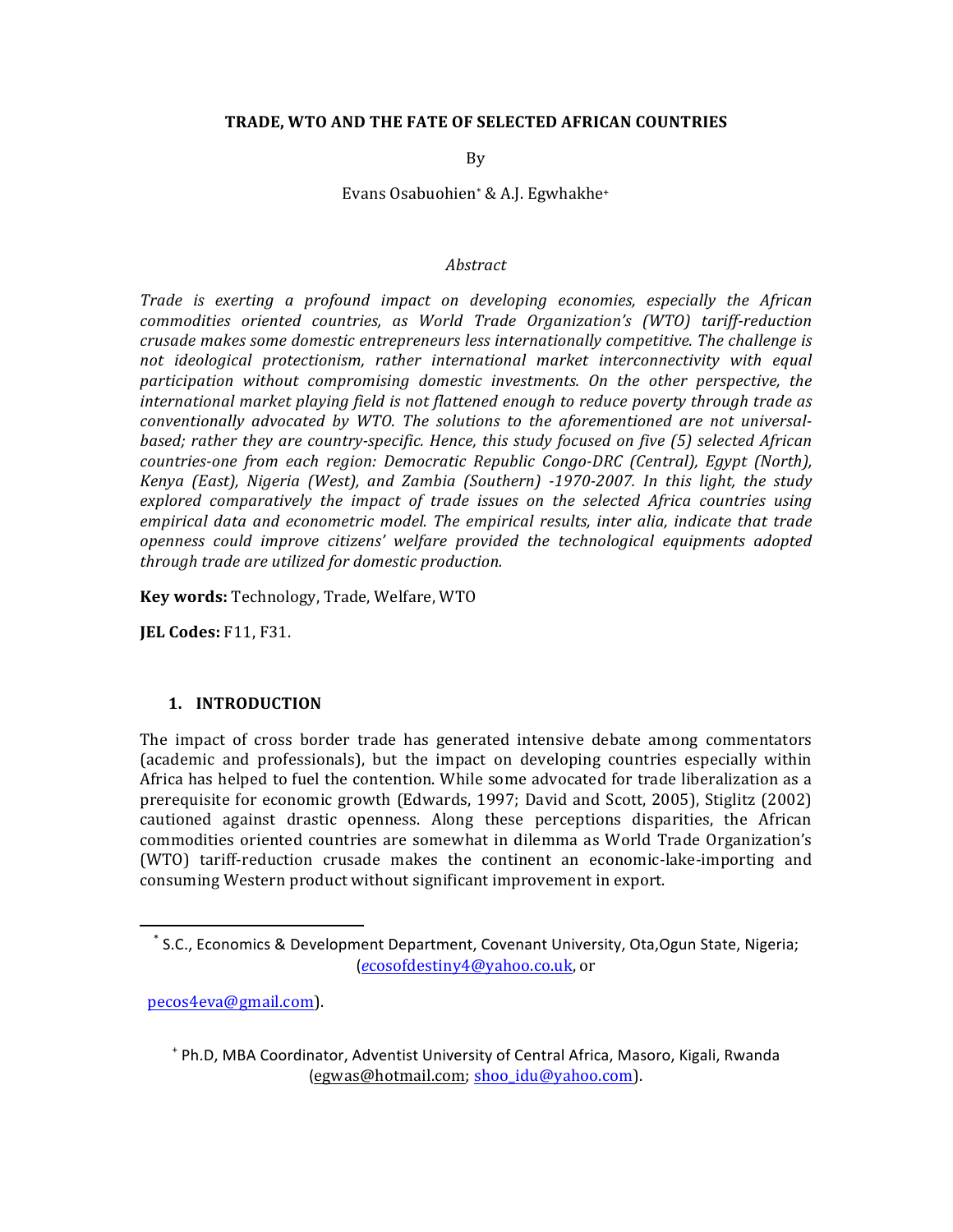# TRADE, WTO AND THE FATE OF SELECTED AFRICAN COUNTRIES

By

Evans Osabuohien[*] & A.J. Egwhakhe[+]

## Abstract

*Trade is exerting a profound impact on developing economies, especially the African commodities oriented countries, as World Trade Organization's (WTO) tariff-reduction crusade makes some domestic entrepreneurs less internationally competitive. The challenge is not ideological protectionism, rather international market interconnectivity with equal participation without compromising domestic investments. On the other perspective, the international market playing field is not flattened enough to reduce poverty through trade as conventionally advocated by WTO. The solutions to the aforementioned are not universal-based; rather they are country-specific. Hence, this study focused on five (5) selected African countries-one from each region: Democratic Republic Congo-DRC (Central), Egypt (North), Kenya (East), Nigeria (West), and Zambia (Southern) -1970-2007. In this light, the study explored comparatively the impact of trade issues on the selected Africa countries using empirical data and econometric model. The empirical results, inter alia, indicate that trade openness could improve citizens' welfare provided the technological equipments adopted through trade are utilized for domestic production.*

**Key words:** Technology, Trade, Welfare, WTO

**JEL Codes:** F11, F31.

## 1. INTRODUCTION

The impact of cross border trade has generated intensive debate among commentators (academic and professionals), but the impact on developing countries especially within Africa has helped to fuel the contention. While some advocated for trade liberalization as a prerequisite for economic growth (Edwards, 1997; David and Scott, 2005), Stiglitz (2002) cautioned against drastic openness. Along these perceptions disparities, the African commodities oriented countries are somewhat in dilemma as World Trade Organization's (WTO) tariff-reduction crusade makes the continent an economic-lake-importing and consuming Western product without significant improvement in export.

---

[*] S.C., Economics & Development Department, Covenant University, Ota,Ogun State, Nigeria; (ecosofdestiny4@yahoo.co.uk, or pecos4eva@gmail.com).

[+] Ph.D, MBA Coordinator, Adventist University of Central Africa, Masoro, Kigali, Rwanda (egwas@hotmail.com; shoo_idu@yahoo.com).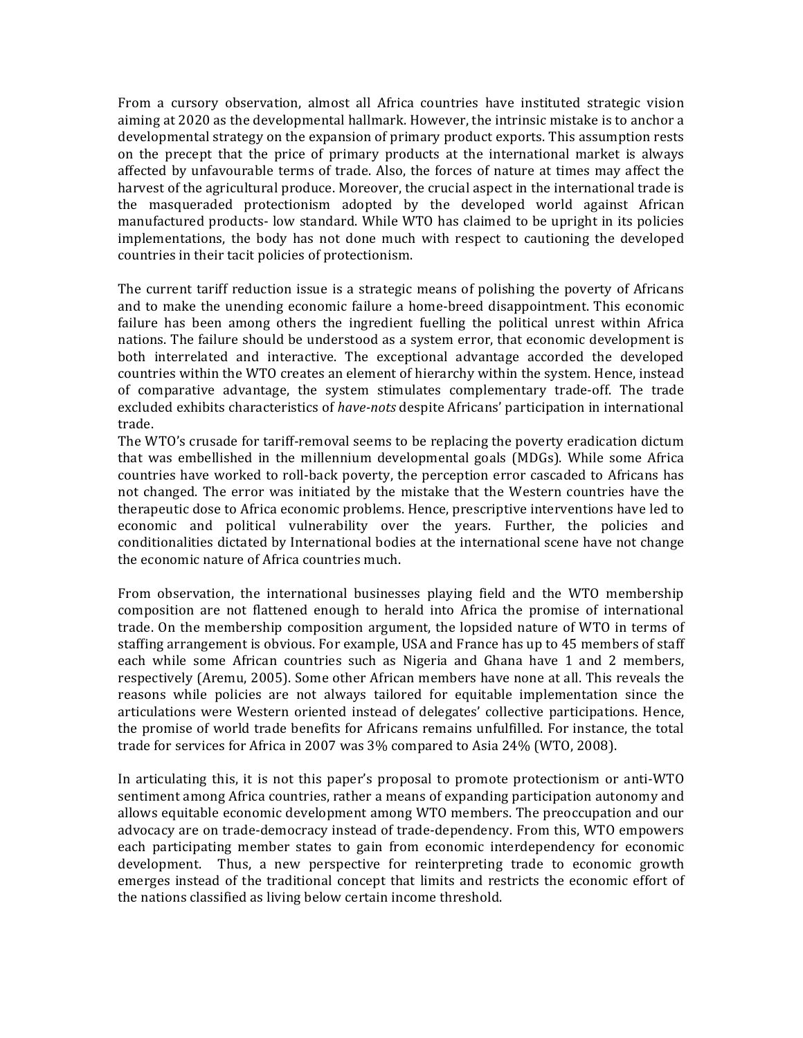From a cursory observation, almost all Africa countries have instituted strategic vision aiming at 2020 as the developmental hallmark. However, the intrinsic mistake is to anchor a developmental strategy on the expansion of primary product exports. This assumption rests on the precept that the price of primary products at the international market is always affected by unfavourable terms of trade. Also, the forces of nature at times may affect the harvest of the agricultural produce. Moreover, the crucial aspect in the international trade is the masqueraded protectionism adopted by the developed world against African manufactured products- low standard. While WTO has claimed to be upright in its policies implementations, the body has not done much with respect to cautioning the developed countries in their tacit policies of protectionism.

The current tariff reduction issue is a strategic means of polishing the poverty of Africans and to make the unending economic failure a home-breed disappointment. This economic failure has been among others the ingredient fuelling the political unrest within Africa nations. The failure should be understood as a system error, that economic development is both interrelated and interactive. The exceptional advantage accorded the developed countries within the WTO creates an element of hierarchy within the system. Hence, instead of comparative advantage, the system stimulates complementary trade-off. The trade excluded exhibits characteristics of *have-nots* despite Africans' participation in international trade.

The WTO's crusade for tariff-removal seems to be replacing the poverty eradication dictum that was embellished in the millennium developmental goals (MDGs). While some Africa countries have worked to roll-back poverty, the perception error cascaded to Africans has not changed. The error was initiated by the mistake that the Western countries have the therapeutic dose to Africa economic problems. Hence, prescriptive interventions have led to economic and political vulnerability over the years. Further, the policies and conditionalities dictated by International bodies at the international scene have not change the economic nature of Africa countries much.

From observation, the international businesses playing field and the WTO membership composition are not flattened enough to herald into Africa the promise of international trade. On the membership composition argument, the lopsided nature of WTO in terms of staffing arrangement is obvious. For example, USA and France has up to 45 members of staff each while some African countries such as Nigeria and Ghana have 1 and 2 members, respectively (Aremu, 2005). Some other African members have none at all. This reveals the reasons while policies are not always tailored for equitable implementation since the articulations were Western oriented instead of delegates' collective participations. Hence, the promise of world trade benefits for Africans remains unfulfilled. For instance, the total trade for services for Africa in 2007 was 3% compared to Asia 24% (WTO, 2008).

In articulating this, it is not this paper's proposal to promote protectionism or anti-WTO sentiment among Africa countries, rather a means of expanding participation autonomy and allows equitable economic development among WTO members. The preoccupation and our advocacy are on trade-democracy instead of trade-dependency. From this, WTO empowers each participating member states to gain from economic interdependency for economic development. Thus, a new perspective for reinterpreting trade to economic growth emerges instead of the traditional concept that limits and restricts the economic effort of the nations classified as living below certain income threshold.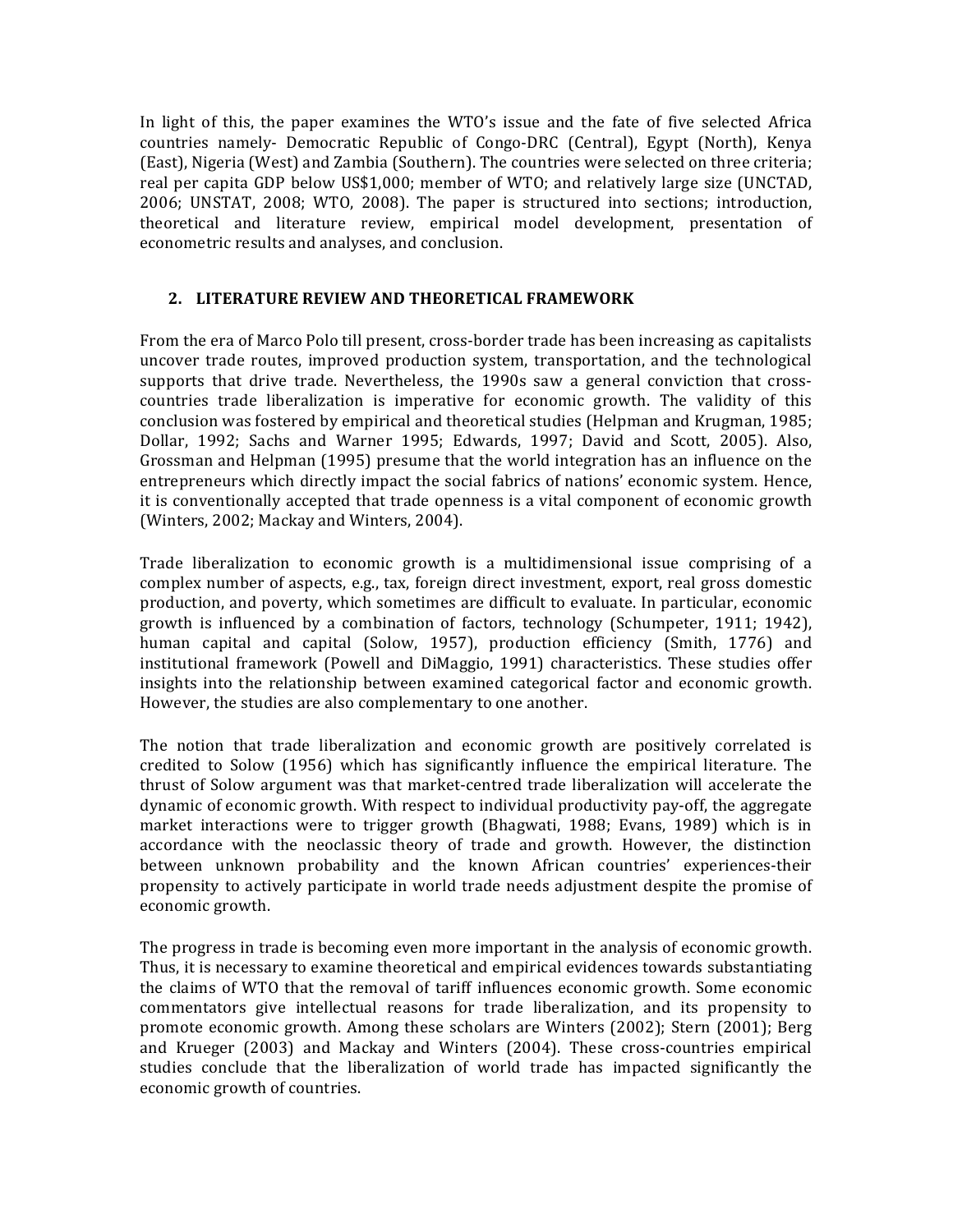In light of this, the paper examines the WTO's issue and the fate of five selected Africa countries namely- Democratic Republic of Congo-DRC (Central), Egypt (North), Kenya (East), Nigeria (West) and Zambia (Southern). The countries were selected on three criteria; real per capita GDP below US$1,000; member of WTO; and relatively large size (UNCTAD, 2006; UNSTAT, 2008; WTO, 2008). The paper is structured into sections; introduction, theoretical and literature review, empirical model development, presentation of econometric results and analyses, and conclusion.

## 2. LITERATURE REVIEW AND THEORETICAL FRAMEWORK

From the era of Marco Polo till present, cross-border trade has been increasing as capitalists uncover trade routes, improved production system, transportation, and the technological supports that drive trade. Nevertheless, the 1990s saw a general conviction that cross-countries trade liberalization is imperative for economic growth. The validity of this conclusion was fostered by empirical and theoretical studies (Helpman and Krugman, 1985; Dollar, 1992; Sachs and Warner 1995; Edwards, 1997; David and Scott, 2005). Also, Grossman and Helpman (1995) presume that the world integration has an influence on the entrepreneurs which directly impact the social fabrics of nations' economic system. Hence, it is conventionally accepted that trade openness is a vital component of economic growth (Winters, 2002; Mackay and Winters, 2004).

Trade liberalization to economic growth is a multidimensional issue comprising of a complex number of aspects, e.g., tax, foreign direct investment, export, real gross domestic production, and poverty, which sometimes are difficult to evaluate. In particular, economic growth is influenced by a combination of factors, technology (Schumpeter, 1911; 1942), human capital and capital (Solow, 1957), production efficiency (Smith, 1776) and institutional framework (Powell and DiMaggio, 1991) characteristics. These studies offer insights into the relationship between examined categorical factor and economic growth. However, the studies are also complementary to one another.

The notion that trade liberalization and economic growth are positively correlated is credited to Solow (1956) which has significantly influence the empirical literature. The thrust of Solow argument was that market-centred trade liberalization will accelerate the dynamic of economic growth. With respect to individual productivity pay-off, the aggregate market interactions were to trigger growth (Bhagwati, 1988; Evans, 1989) which is in accordance with the neoclassic theory of trade and growth. However, the distinction between unknown probability and the known African countries' experiences-their propensity to actively participate in world trade needs adjustment despite the promise of economic growth.

The progress in trade is becoming even more important in the analysis of economic growth. Thus, it is necessary to examine theoretical and empirical evidences towards substantiating the claims of WTO that the removal of tariff influences economic growth. Some economic commentators give intellectual reasons for trade liberalization, and its propensity to promote economic growth. Among these scholars are Winters (2002); Stern (2001); Berg and Krueger (2003) and Mackay and Winters (2004). These cross-countries empirical studies conclude that the liberalization of world trade has impacted significantly the economic growth of countries.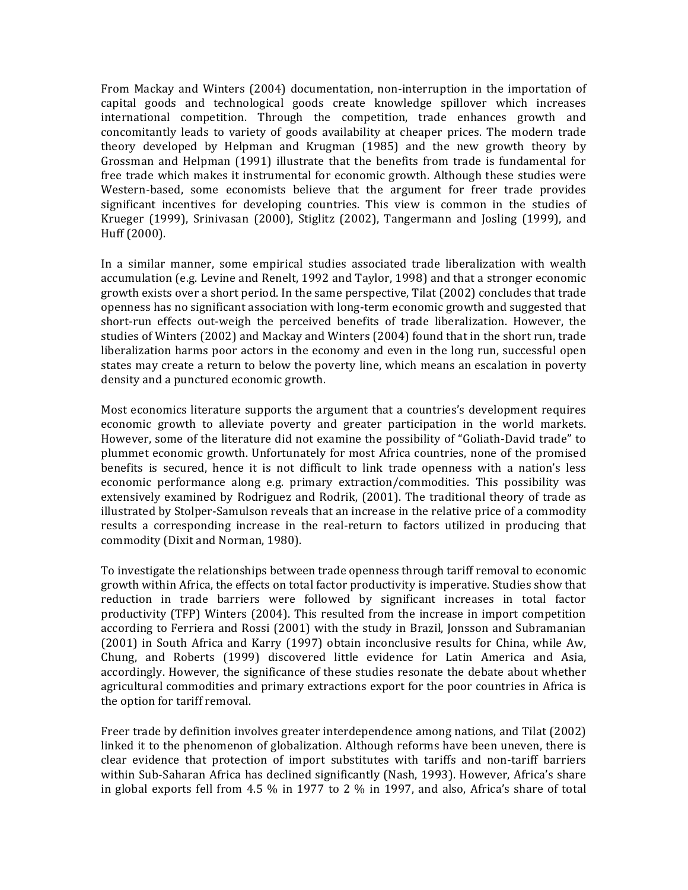From Mackay and Winters (2004) documentation, non-interruption in the importation of capital goods and technological goods create knowledge spillover which increases international competition. Through the competition, trade enhances growth and concomitantly leads to variety of goods availability at cheaper prices. The modern trade theory developed by Helpman and Krugman (1985) and the new growth theory by Grossman and Helpman (1991) illustrate that the benefits from trade is fundamental for free trade which makes it instrumental for economic growth. Although these studies were Western-based, some economists believe that the argument for freer trade provides significant incentives for developing countries. This view is common in the studies of Krueger (1999), Srinivasan (2000), Stiglitz (2002), Tangermann and Josling (1999), and Huff (2000).

In a similar manner, some empirical studies associated trade liberalization with wealth accumulation (e.g. Levine and Renelt, 1992 and Taylor, 1998) and that a stronger economic growth exists over a short period. In the same perspective, Tilat (2002) concludes that trade openness has no significant association with long-term economic growth and suggested that short-run effects out-weigh the perceived benefits of trade liberalization. However, the studies of Winters (2002) and Mackay and Winters (2004) found that in the short run, trade liberalization harms poor actors in the economy and even in the long run, successful open states may create a return to below the poverty line, which means an escalation in poverty density and a punctured economic growth.

Most economics literature supports the argument that a countries's development requires economic growth to alleviate poverty and greater participation in the world markets. However, some of the literature did not examine the possibility of "Goliath-David trade" to plummet economic growth. Unfortunately for most Africa countries, none of the promised benefits is secured, hence it is not difficult to link trade openness with a nation's less economic performance along e.g. primary extraction/commodities. This possibility was extensively examined by Rodriguez and Rodrik, (2001). The traditional theory of trade as illustrated by Stolper-Samulson reveals that an increase in the relative price of a commodity results a corresponding increase in the real-return to factors utilized in producing that commodity (Dixit and Norman, 1980).

To investigate the relationships between trade openness through tariff removal to economic growth within Africa, the effects on total factor productivity is imperative. Studies show that reduction in trade barriers were followed by significant increases in total factor productivity (TFP) Winters (2004). This resulted from the increase in import competition according to Ferriera and Rossi (2001) with the study in Brazil, Jonsson and Subramanian (2001) in South Africa and Karry (1997) obtain inconclusive results for China, while Aw, Chung, and Roberts (1999) discovered little evidence for Latin America and Asia, accordingly. However, the significance of these studies resonate the debate about whether agricultural commodities and primary extractions export for the poor countries in Africa is the option for tariff removal.

Freer trade by definition involves greater interdependence among nations, and Tilat (2002) linked it to the phenomenon of globalization. Although reforms have been uneven, there is clear evidence that protection of import substitutes with tariffs and non-tariff barriers within Sub-Saharan Africa has declined significantly (Nash, 1993). However, Africa's share in global exports fell from 4.5 % in 1977 to 2 % in 1997, and also, Africa's share of total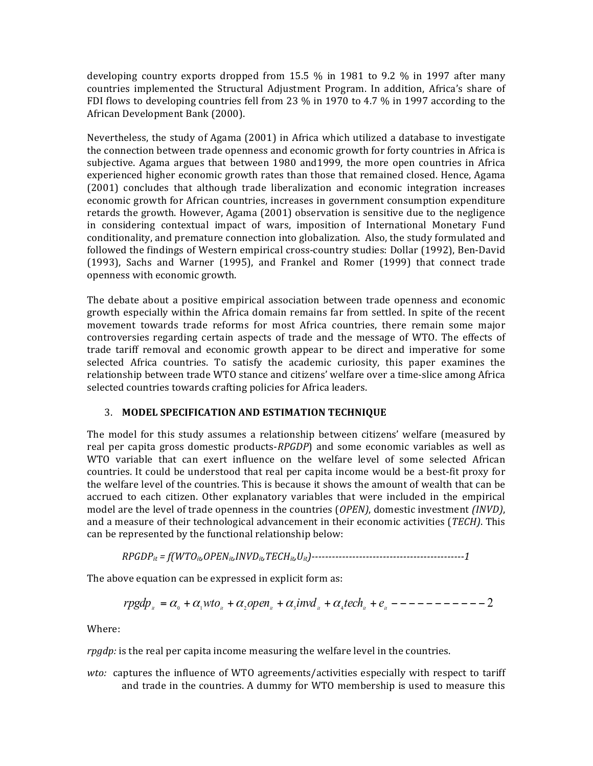developing country exports dropped from 15.5 % in 1981 to 9.2 % in 1997 after many countries implemented the Structural Adjustment Program. In addition, Africa's share of FDI flows to developing countries fell from 23 % in 1970 to 4.7 % in 1997 according to the African Development Bank (2000).

Nevertheless, the study of Agama (2001) in Africa which utilized a database to investigate the connection between trade openness and economic growth for forty countries in Africa is subjective. Agama argues that between 1980 and1999, the more open countries in Africa experienced higher economic growth rates than those that remained closed. Hence, Agama (2001) concludes that although trade liberalization and economic integration increases economic growth for African countries, increases in government consumption expenditure retards the growth. However, Agama (2001) observation is sensitive due to the negligence in considering contextual impact of wars, imposition of International Monetary Fund conditionality, and premature connection into globalization. Also, the study formulated and followed the findings of Western empirical cross-country studies: Dollar (1992), Ben-David (1993), Sachs and Warner (1995), and Frankel and Romer (1999) that connect trade openness with economic growth.

The debate about a positive empirical association between trade openness and economic growth especially within the Africa domain remains far from settled. In spite of the recent movement towards trade reforms for most Africa countries, there remain some major controversies regarding certain aspects of trade and the message of WTO. The effects of trade tariff removal and economic growth appear to be direct and imperative for some selected Africa countries. To satisfy the academic curiosity, this paper examines the relationship between trade WTO stance and citizens' welfare over a time-slice among Africa selected countries towards crafting policies for Africa leaders.

## 3. MODEL SPECIFICATION AND ESTIMATION TECHNIQUE

The model for this study assumes a relationship between citizens' welfare (measured by real per capita gross domestic products-*RPGDP*) and some economic variables as well as WTO variable that can exert influence on the welfare level of some selected African countries. It could be understood that real per capita income would be a best-fit proxy for the welfare level of the countries. This is because it shows the amount of wealth that can be accrued to each citizen. Other explanatory variables that were included in the empirical model are the level of trade openness in the countries (*OPEN)*, domestic investment *(INVD)*, and a measure of their technological advancement in their economic activities (*TECH)*. This can be represented by the functional relationship below:

$$RPGDP_{it} = f(WTO_{it}, OPEN_{it}, INVD_{it}, TECH_{it}, U_{it}) \text{---------------------------------------------} 1$$

The above equation can be expressed in explicit form as:

$$rpgdp_{it} = \alpha_0 + \alpha_1 wto_{it} + \alpha_2 open_{it} + \alpha_3 invd_{it} + \alpha_4 tech_{it} + e_{it} \text{-----------} 2$$

Where:

*rpgdp:* is the real per capita income measuring the welfare level in the countries.

*wto:* captures the influence of WTO agreements/activities especially with respect to tariff and trade in the countries. A dummy for WTO membership is used to measure this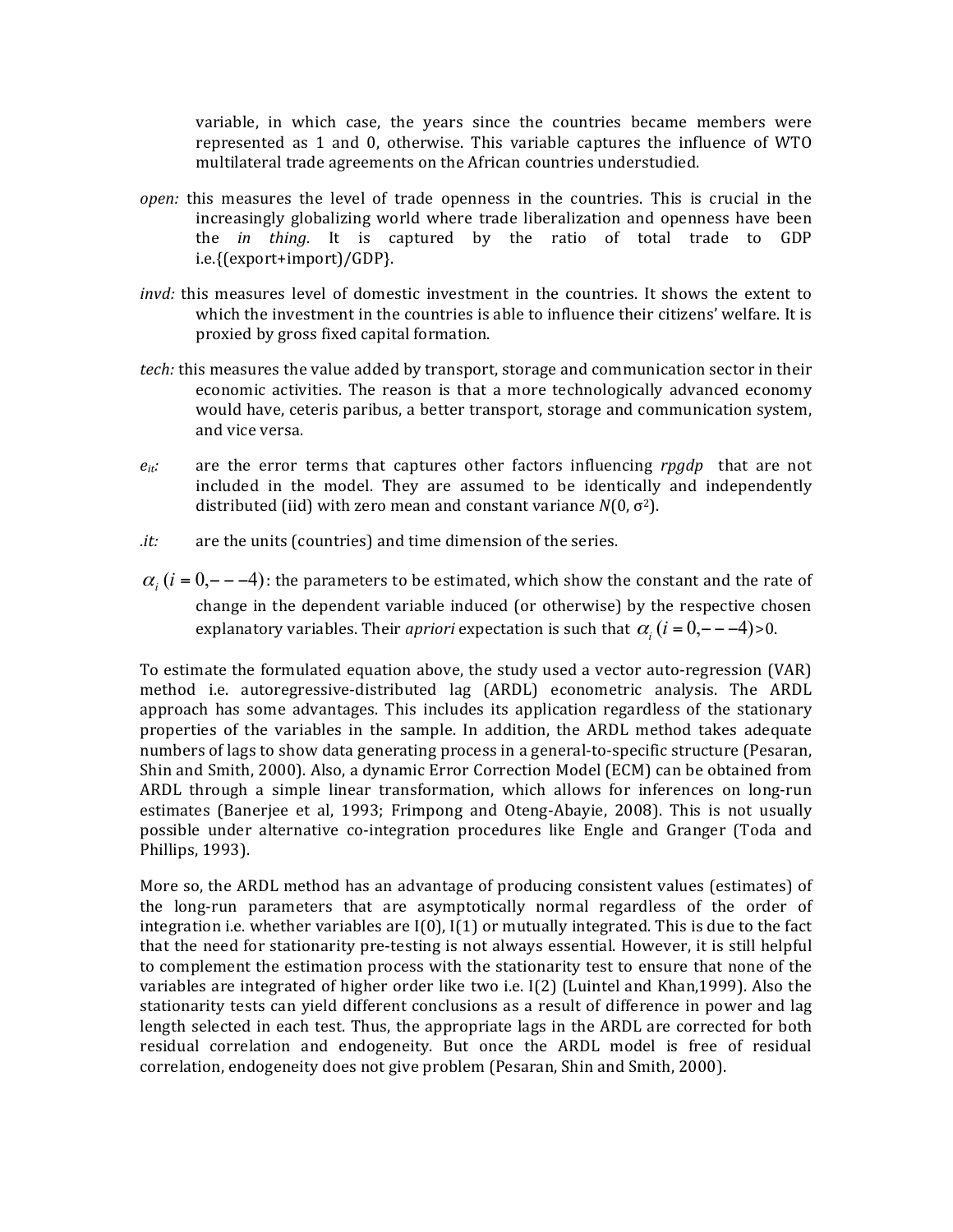variable, in which case, the years since the countries became members were represented as 1 and 0, otherwise. This variable captures the influence of WTO multilateral trade agreements on the African countries understudied.

*open:* this measures the level of trade openness in the countries. This is crucial in the increasingly globalizing world where trade liberalization and openness have been the *in thing*. It is captured by the ratio of total trade to GDP i.e.{(export+import)/GDP}.

*invd:* this measures level of domestic investment in the countries. It shows the extent to which the investment in the countries is able to influence their citizens' welfare. It is proxied by gross fixed capital formation.

*tech:* this measures the value added by transport, storage and communication sector in their economic activities. The reason is that a more technologically advanced economy would have, ceteris paribus, a better transport, storage and communication system, and vice versa.

$e_{it}$: are the error terms that captures other factors influencing *rpgdp* that are not included in the model. They are assumed to be identically and independently distributed (iid) with zero mean and constant variance $N(0, \sigma^2)$.

*.it:* are the units (countries) and time dimension of the series.

$\alpha_i \, (i = 0,---4)$: the parameters to be estimated, which show the constant and the rate of change in the dependent variable induced (or otherwise) by the respective chosen explanatory variables. Their *apriori* expectation is such that $\alpha_i \, (i = 0,---4)$>0.

To estimate the formulated equation above, the study used a vector auto-regression (VAR) method i.e. autoregressive-distributed lag (ARDL) econometric analysis. The ARDL approach has some advantages. This includes its application regardless of the stationary properties of the variables in the sample. In addition, the ARDL method takes adequate numbers of lags to show data generating process in a general-to-specific structure (Pesaran, Shin and Smith, 2000). Also, a dynamic Error Correction Model (ECM) can be obtained from ARDL through a simple linear transformation, which allows for inferences on long-run estimates (Banerjee et al, 1993; Frimpong and Oteng-Abayie, 2008). This is not usually possible under alternative co-integration procedures like Engle and Granger (Toda and Phillips, 1993).

More so, the ARDL method has an advantage of producing consistent values (estimates) of the long-run parameters that are asymptotically normal regardless of the order of integration i.e. whether variables are I(0), I(1) or mutually integrated. This is due to the fact that the need for stationarity pre-testing is not always essential. However, it is still helpful to complement the estimation process with the stationarity test to ensure that none of the variables are integrated of higher order like two i.e. I(2) (Luintel and Khan,1999). Also the stationarity tests can yield different conclusions as a result of difference in power and lag length selected in each test. Thus, the appropriate lags in the ARDL are corrected for both residual correlation and endogeneity. But once the ARDL model is free of residual correlation, endogeneity does not give problem (Pesaran, Shin and Smith, 2000).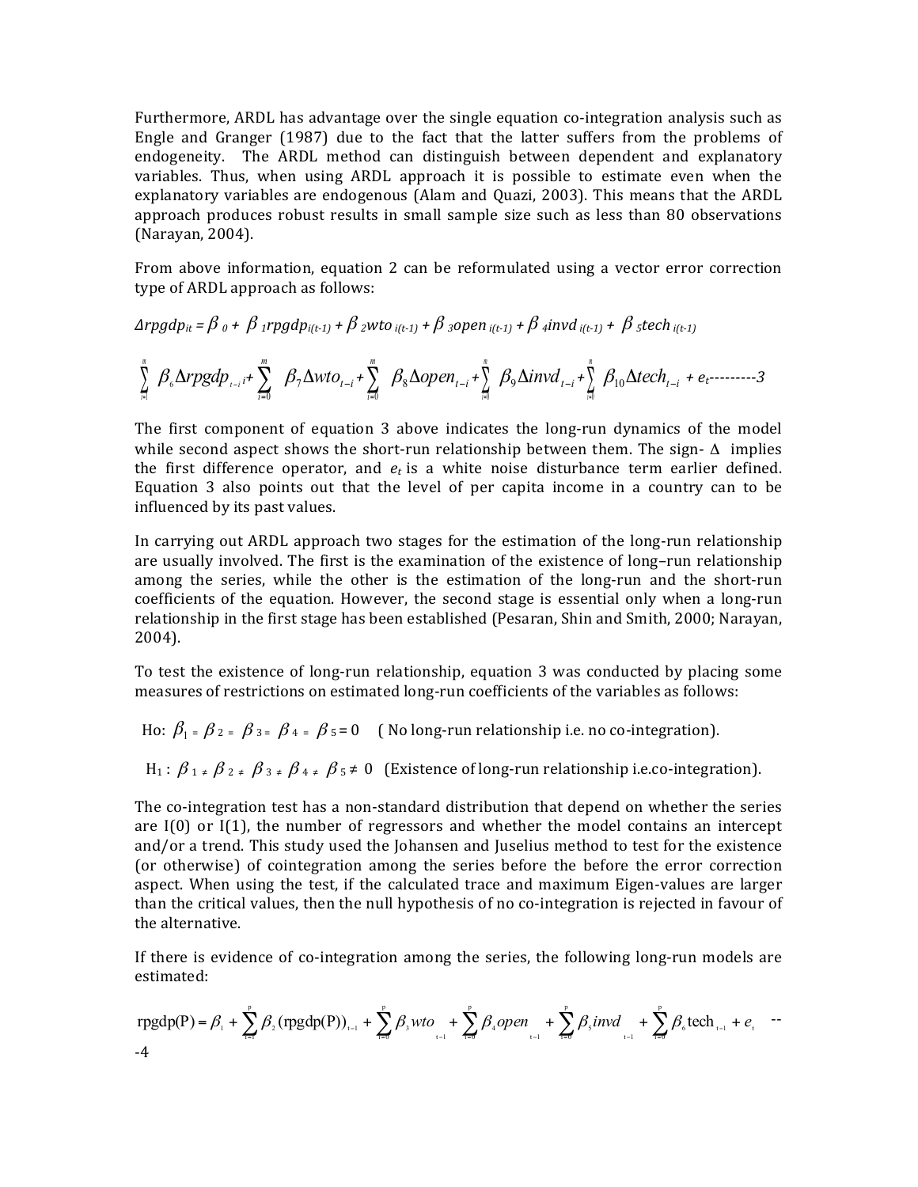Furthermore, ARDL has advantage over the single equation co-integration analysis such as Engle and Granger (1987) due to the fact that the latter suffers from the problems of endogeneity. The ARDL method can distinguish between dependent and explanatory variables. Thus, when using ARDL approach it is possible to estimate even when the explanatory variables are endogenous (Alam and Quazi, 2003). This means that the ARDL approach produces robust results in small sample size such as less than 80 observations (Narayan, 2004).

From above information, equation 2 can be reformulated using a vector error correction type of ARDL approach as follows:

$$\Delta rpgdp_{it} = \beta_0 + \beta_1 rpgdp_{i(t-1)} + \beta_2 wto_{i(t-1)} + \beta_3 open_{i(t-1)} + \beta_4 invd_{i(t-1)} + \beta_5 tech_{i(t-1)}$$

$$\sum_{i=1}^{n} \beta_6 \Delta rpgdp_{t-i}{}_i + \sum_{i=0}^{m} \beta_7 \Delta wto_{t-i} + \sum_{i=0}^{m} \beta_8 \Delta open_{t-i} + \sum_{i=0}^{n} \beta_9 \Delta invd_{t-i} + \sum_{i=0}^{n} \beta_{10} \Delta tech_{t-i} + e_t \text{---------3}$$

The first component of equation 3 above indicates the long-run dynamics of the model while second aspect shows the short-run relationship between them. The sign- $\Delta$ implies the first difference operator, and $e_t$ is a white noise disturbance term earlier defined. Equation 3 also points out that the level of per capita income in a country can to be influenced by its past values.

In carrying out ARDL approach two stages for the estimation of the long-run relationship are usually involved. The first is the examination of the existence of long–run relationship among the series, while the other is the estimation of the long-run and the short-run coefficients of the equation. However, the second stage is essential only when a long-run relationship in the first stage has been established (Pesaran, Shin and Smith, 2000; Narayan, 2004).

To test the existence of long-run relationship, equation 3 was conducted by placing some measures of restrictions on estimated long-run coefficients of the variables as follows:

Ho: $\beta_1 = \beta_2 = \beta_3 = \beta_4 = \beta_5 = 0$ ( No long-run relationship i.e. no co-integration).

$H_1$ : $\beta_1 \neq \beta_2 \neq \beta_3 \neq \beta_4 \neq \beta_5 \neq 0$ (Existence of long-run relationship i.e.co-integration).

The co-integration test has a non-standard distribution that depend on whether the series are I(0) or I(1), the number of regressors and whether the model contains an intercept and/or a trend. This study used the Johansen and Juselius method to test for the existence (or otherwise) of cointegration among the series before the before the error correction aspect. When using the test, if the calculated trace and maximum Eigen-values are larger than the critical values, then the null hypothesis of no co-integration is rejected in favour of the alternative.

If there is evidence of co-integration among the series, the following long-run models are estimated:

$$\text{rpgdp(P)} = \beta_1 + \sum_{i=1}^{p} \beta_2 (\text{rpgdp(P)})_{t-1} + \sum_{i=0}^{p} \beta_3 wto_{t-1} + \sum_{i=0}^{p} \beta_4 open_{t-1} + \sum_{i=0}^{p} \beta_5 invd_{t-1} + \sum_{i=0}^{p} \beta_6 \text{tech}_{t-1} + e_t \quad \text{---4}$$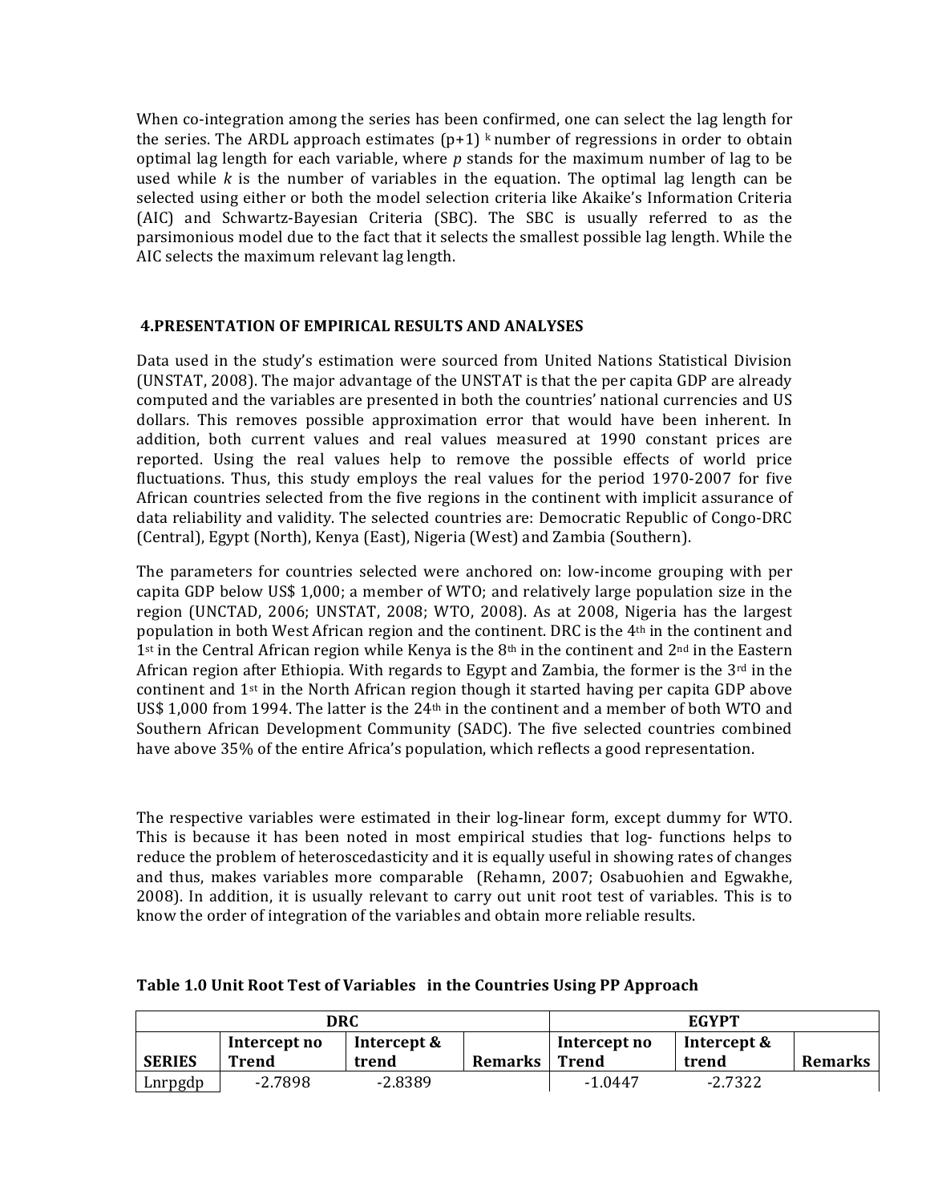When co-integration among the series has been confirmed, one can select the lag length for the series. The ARDL approach estimates $(p+1)^k$ number of regressions in order to obtain optimal lag length for each variable, where *p* stands for the maximum number of lag to be used while *k* is the number of variables in the equation. The optimal lag length can be selected using either or both the model selection criteria like Akaike's Information Criteria (AIC) and Schwartz-Bayesian Criteria (SBC). The SBC is usually referred to as the parsimonious model due to the fact that it selects the smallest possible lag length. While the AIC selects the maximum relevant lag length.

## 4.PRESENTATION OF EMPIRICAL RESULTS AND ANALYSES

Data used in the study's estimation were sourced from United Nations Statistical Division (UNSTAT, 2008). The major advantage of the UNSTAT is that the per capita GDP are already computed and the variables are presented in both the countries' national currencies and US dollars. This removes possible approximation error that would have been inherent. In addition, both current values and real values measured at 1990 constant prices are reported. Using the real values help to remove the possible effects of world price fluctuations. Thus, this study employs the real values for the period 1970-2007 for five African countries selected from the five regions in the continent with implicit assurance of data reliability and validity. The selected countries are: Democratic Republic of Congo-DRC (Central), Egypt (North), Kenya (East), Nigeria (West) and Zambia (Southern).

The parameters for countries selected were anchored on: low-income grouping with per capita GDP below US$ 1,000; a member of WTO; and relatively large population size in the region (UNCTAD, 2006; UNSTAT, 2008; WTO, 2008). As at 2008, Nigeria has the largest population in both West African region and the continent. DRC is the 4th in the continent and 1st in the Central African region while Kenya is the 8th in the continent and 2nd in the Eastern African region after Ethiopia. With regards to Egypt and Zambia, the former is the 3rd in the continent and 1st in the North African region though it started having per capita GDP above US$ 1,000 from 1994. The latter is the 24th in the continent and a member of both WTO and Southern African Development Community (SADC). The five selected countries combined have above 35% of the entire Africa's population, which reflects a good representation.

The respective variables were estimated in their log-linear form, except dummy for WTO. This is because it has been noted in most empirical studies that log- functions helps to reduce the problem of heteroscedasticity and it is equally useful in showing rates of changes and thus, makes variables more comparable (Rehamn, 2007; Osabuohien and Egwakhe, 2008). In addition, it is usually relevant to carry out unit root test of variables. This is to know the order of integration of the variables and obtain more reliable results.

**Table 1.0 Unit Root Test of Variables in the Countries Using PP Approach**

| | DRC | | | EGYPT | | |
|---|---|---|---|---|---|---|
| **SERIES** | **Intercept no Trend** | **Intercept & trend** | **Remarks** | **Intercept no Trend** | **Intercept & trend** | **Remarks** |
| Lnrpgdp | -2.7898 | -2.8389 | | -1.0447 | -2.7322 | |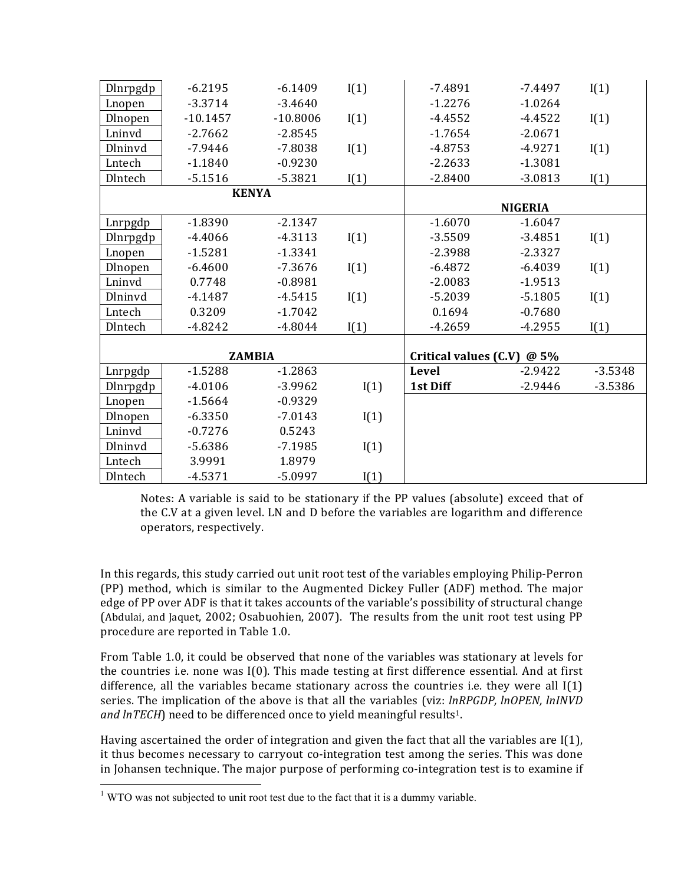| | | | | | | |
|---|---|---|---|---|---|---|
| Dlnrpgdp | -6.2195 | -6.1409 | I(1) | -7.4891 | -7.4497 | I(1) |
| Lnopen | -3.3714 | -3.4640 | | -1.2276 | -1.0264 | |
| Dlnopen | -10.1457 | -10.8006 | I(1) | -4.4552 | -4.4522 | I(1) |
| Lninvd | -2.7662 | -2.8545 | | -1.7654 | -2.0671 | |
| Dlninvd | -7.9446 | -7.8038 | I(1) | -4.8753 | -4.9271 | I(1) |
| Lntech | -1.1840 | -0.9230 | | -2.2633 | -1.3081 | |
| Dlntech | -5.1516 | -5.3821 | I(1) | -2.8400 | -3.0813 | I(1) |
| **KENYA** | | | | **NIGERIA** | | |
| Lnrpgdp | -1.8390 | -2.1347 | | -1.6070 | -1.6047 | |
| Dlnrpgdp | -4.4066 | -4.3113 | I(1) | -3.5509 | -3.4851 | I(1) |
| Lnopen | -1.5281 | -1.3341 | | -2.3988 | -2.3327 | |
| Dlnopen | -6.4600 | -7.3676 | I(1) | -6.4872 | -6.4039 | I(1) |
| Lninvd | 0.7748 | -0.8981 | | -2.0083 | -1.9513 | |
| Dlninvd | -4.1487 | -4.5415 | I(1) | -5.2039 | -5.1805 | I(1) |
| Lntech | 0.3209 | -1.7042 | | 0.1694 | -0.7680 | |
| Dlntech | -4.8242 | -4.8044 | I(1) | -4.2659 | -4.2955 | I(1) |
| **ZAMBIA** | | | | **Critical values (C.V) @ 5%** | | |
| Lnrpgdp | -1.5288 | -1.2863 | | **Level** | -2.9422 | -3.5348 |
| Dlnrpgdp | -4.0106 | -3.9962 | I(1) | **1st Diff** | -2.9446 | -3.5386 |
| Lnopen | -1.5664 | -0.9329 | | | | |
| Dlnopen | -6.3350 | -7.0143 | I(1) | | | |
| Lninvd | -0.7276 | 0.5243 | | | | |
| Dlninvd | -5.6386 | -7.1985 | I(1) | | | |
| Lntech | 3.9991 | 1.8979 | | | | |
| Dlntech | -4.5371 | -5.0997 | I(1) | | | |

Notes: A variable is said to be stationary if the PP values (absolute) exceed that of the C.V at a given level. LN and D before the variables are logarithm and difference operators, respectively.

In this regards, this study carried out unit root test of the variables employing Philip-Perron (PP) method, which is similar to the Augmented Dickey Fuller (ADF) method. The major edge of PP over ADF is that it takes accounts of the variable's possibility of structural change (Abdulai, and Jaquet, 2002; Osabuohien, 2007). The results from the unit root test using PP procedure are reported in Table 1.0.

From Table 1.0, it could be observed that none of the variables was stationary at levels for the countries i.e. none was I(0). This made testing at first difference essential. And at first difference, all the variables became stationary across the countries i.e. they were all I(1) series. The implication of the above is that all the variables (viz: *lnRPGDP, lnOPEN, lnINVD and lnTECH*) need to be differenced once to yield meaningful results[1].

Having ascertained the order of integration and given the fact that all the variables are I(1), it thus becomes necessary to carryout co-integration test among the series. This was done in Johansen technique. The major purpose of performing co-integration test is to examine if

[1] WTO was not subjected to unit root test due to the fact that it is a dummy variable.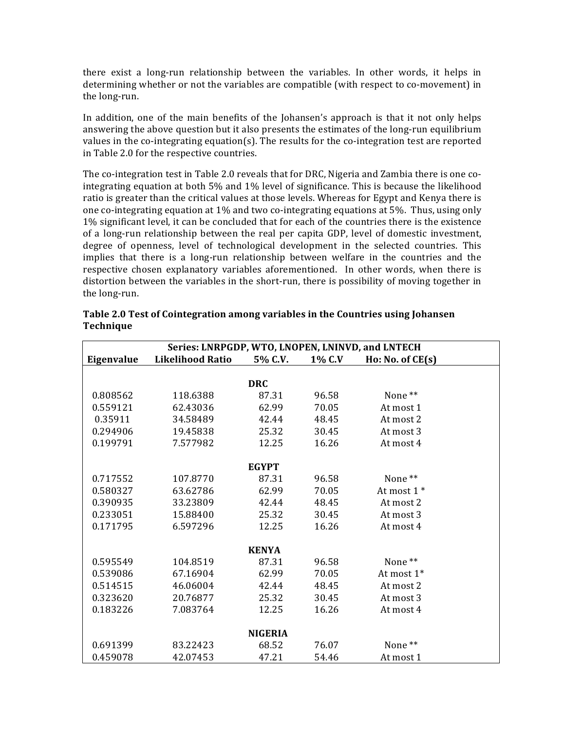there exist a long-run relationship between the variables. In other words, it helps in determining whether or not the variables are compatible (with respect to co-movement) in the long-run.

In addition, one of the main benefits of the Johansen's approach is that it not only helps answering the above question but it also presents the estimates of the long-run equilibrium values in the co-integrating equation(s). The results for the co-integration test are reported in Table 2.0 for the respective countries.

The co-integration test in Table 2.0 reveals that for DRC, Nigeria and Zambia there is one co-integrating equation at both 5% and 1% level of significance. This is because the likelihood ratio is greater than the critical values at those levels. Whereas for Egypt and Kenya there is one co-integrating equation at 1% and two co-integrating equations at 5%. Thus, using only 1% significant level, it can be concluded that for each of the countries there is the existence of a long-run relationship between the real per capita GDP, level of domestic investment, degree of openness, level of technological development in the selected countries. This implies that there is a long-run relationship between welfare in the countries and the respective chosen explanatory variables aforementioned. In other words, when there is distortion between the variables in the short-run, there is possibility of moving together in the long-run.

**Table 2.0 Test of Cointegration among variables in the Countries using Johansen Technique**

| Series: LNRPGDP, WTO, LNOPEN, LNINVD, and LNTECH | | | | |
|---|---|---|---|---|
| **Eigenvalue** | **Likelihood Ratio** | **5% C.V.** | **1% C.V** | **Ho: No. of CE(s)** |
| | | **DRC** | | |
| 0.808562 | 118.6388 | 87.31 | 96.58 | None ** |
| 0.559121 | 62.43036 | 62.99 | 70.05 | At most 1 |
| 0.35911 | 34.58489 | 42.44 | 48.45 | At most 2 |
| 0.294906 | 19.45838 | 25.32 | 30.45 | At most 3 |
| 0.199791 | 7.577982 | 12.25 | 16.26 | At most 4 |
| | | **EGYPT** | | |
| 0.717552 | 107.8770 | 87.31 | 96.58 | None ** |
| 0.580327 | 63.62786 | 62.99 | 70.05 | At most 1 * |
| 0.390935 | 33.23809 | 42.44 | 48.45 | At most 2 |
| 0.233051 | 15.88400 | 25.32 | 30.45 | At most 3 |
| 0.171795 | 6.597296 | 12.25 | 16.26 | At most 4 |
| | | **KENYA** | | |
| 0.595549 | 104.8519 | 87.31 | 96.58 | None ** |
| 0.539086 | 67.16904 | 62.99 | 70.05 | At most 1* |
| 0.514515 | 46.06004 | 42.44 | 48.45 | At most 2 |
| 0.323620 | 20.76877 | 25.32 | 30.45 | At most 3 |
| 0.183226 | 7.083764 | 12.25 | 16.26 | At most 4 |
| | | **NIGERIA** | | |
| 0.691399 | 83.22423 | 68.52 | 76.07 | None ** |
| 0.459078 | 42.07453 | 47.21 | 54.46 | At most 1 |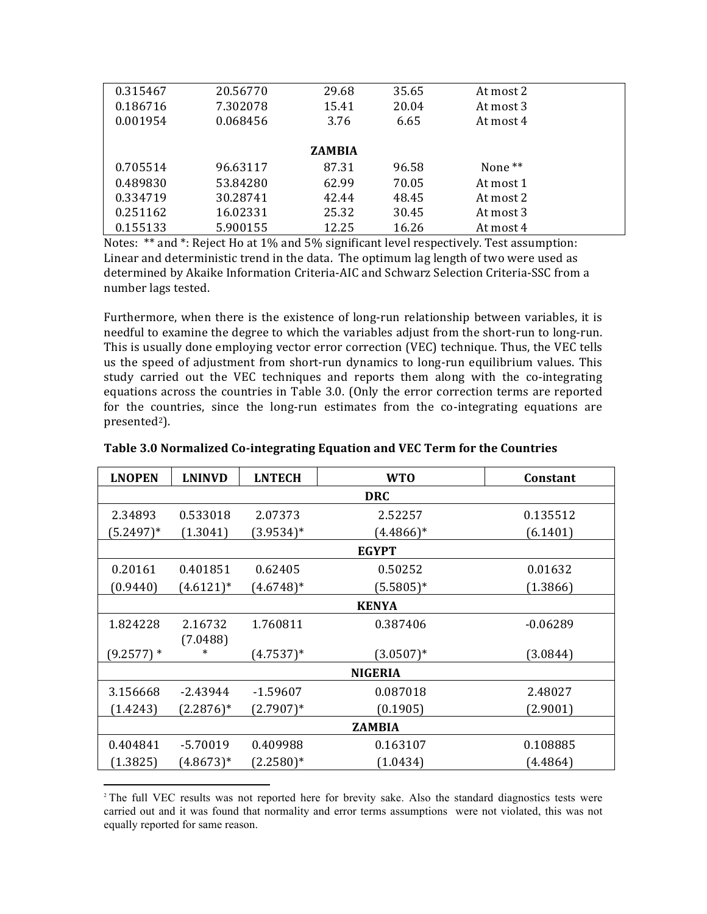| | | | | |
|---|---|---|---|---|
| 0.315467 | 20.56770 | 29.68 | 35.65 | At most 2 |
| 0.186716 | 7.302078 | 15.41 | 20.04 | At most 3 |
| 0.001954 | 0.068456 | 3.76 | 6.65 | At most 4 |
| | | **ZAMBIA** | | |
| 0.705514 | 96.63117 | 87.31 | 96.58 | None ** |
| 0.489830 | 53.84280 | 62.99 | 70.05 | At most 1 |
| 0.334719 | 30.28741 | 42.44 | 48.45 | At most 2 |
| 0.251162 | 16.02331 | 25.32 | 30.45 | At most 3 |
| 0.155133 | 5.900155 | 12.25 | 16.26 | At most 4 |

Notes: ** and *: Reject Ho at 1% and 5% significant level respectively. Test assumption: Linear and deterministic trend in the data. The optimum lag length of two were used as determined by Akaike Information Criteria-AIC and Schwarz Selection Criteria-SSC from a number lags tested.

Furthermore, when there is the existence of long-run relationship between variables, it is needful to examine the degree to which the variables adjust from the short-run to long-run. This is usually done employing vector error correction (VEC) technique. Thus, the VEC tells us the speed of adjustment from short-run dynamics to long-run equilibrium values. This study carried out the VEC techniques and reports them along with the co-integrating equations across the countries in Table 3.0. (Only the error correction terms are reported for the countries, since the long-run estimates from the co-integrating equations are presented[2]).

**Table 3.0 Normalized Co-integrating Equation and VEC Term for the Countries**

| LNOPEN | LNINVD | LNTECH | WTO | Constant |
|---|---|---|---|---|
| | | | **DRC** | |
| 2.34893 | 0.533018 | 2.07373 | 2.52257 | 0.135512 |
| (5.2497)* | (1.3041) | (3.9534)* | (4.4866)* | (6.1401) |
| | | | **EGYPT** | |
| 0.20161 | 0.401851 | 0.62405 | 0.50252 | 0.01632 |
| (0.9440) | (4.6121)* | (4.6748)* | (5.5805)* | (1.3866) |
| | | | **KENYA** | |
| 1.824228 | 2.16732 | 1.760811 | 0.387406 | -0.06289 |
| (9.2577) * | (7.0488) * | (4.7537)* | (3.0507)* | (3.0844) |
| | | | **NIGERIA** | |
| 3.156668 | -2.43944 | -1.59607 | 0.087018 | 2.48027 |
| (1.4243) | (2.2876)* | (2.7907)* | (0.1905) | (2.9001) |
| | | | **ZAMBIA** | |
| 0.404841 | -5.70019 | 0.409988 | 0.163107 | 0.108885 |
| (1.3825) | (4.8673)* | (2.2580)* | (1.0434) | (4.4864) |

[2] The full VEC results was not reported here for brevity sake. Also the standard diagnostics tests were carried out and it was found that normality and error terms assumptions were not violated, this was not equally reported for same reason.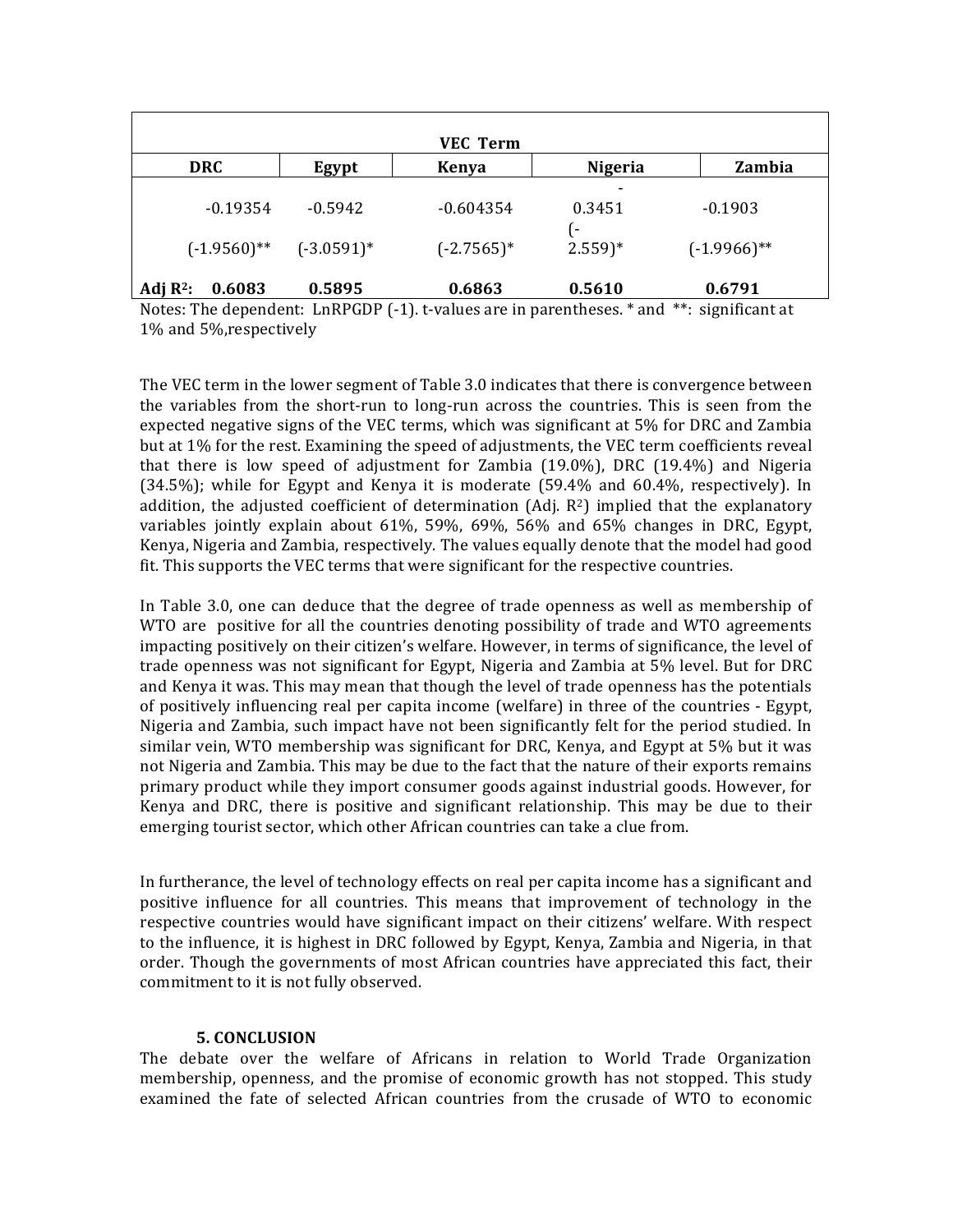| VEC Term | | | | |
|---|---|---|---|---|
| **DRC** | **Egypt** | **Kenya** | **Nigeria** | **Zambia** |
| -0.19354 | -0.5942 | -0.604354 | -0.3451 | -0.1903 |
| (-1.9560)** | (-3.0591)* | (-2.7565)* | (-2.559)* | (-1.9966)** |
| **Adj $R^2$: 0.6083** | **0.5895** | **0.6863** | **0.5610** | **0.6791** |

Notes: The dependent: LnRPGDP (-1). t-values are in parentheses. * and **: significant at 1% and 5%,respectively

The VEC term in the lower segment of Table 3.0 indicates that there is convergence between the variables from the short-run to long-run across the countries. This is seen from the expected negative signs of the VEC terms, which was significant at 5% for DRC and Zambia but at 1% for the rest. Examining the speed of adjustments, the VEC term coefficients reveal that there is low speed of adjustment for Zambia (19.0%), DRC (19.4%) and Nigeria (34.5%); while for Egypt and Kenya it is moderate (59.4% and 60.4%, respectively). In addition, the adjusted coefficient of determination (Adj. $R^2$) implied that the explanatory variables jointly explain about 61%, 59%, 69%, 56% and 65% changes in DRC, Egypt, Kenya, Nigeria and Zambia, respectively. The values equally denote that the model had good fit. This supports the VEC terms that were significant for the respective countries.

In Table 3.0, one can deduce that the degree of trade openness as well as membership of WTO are positive for all the countries denoting possibility of trade and WTO agreements impacting positively on their citizen's welfare. However, in terms of significance, the level of trade openness was not significant for Egypt, Nigeria and Zambia at 5% level. But for DRC and Kenya it was. This may mean that though the level of trade openness has the potentials of positively influencing real per capita income (welfare) in three of the countries - Egypt, Nigeria and Zambia, such impact have not been significantly felt for the period studied. In similar vein, WTO membership was significant for DRC, Kenya, and Egypt at 5% but it was not Nigeria and Zambia. This may be due to the fact that the nature of their exports remains primary product while they import consumer goods against industrial goods. However, for Kenya and DRC, there is positive and significant relationship. This may be due to their emerging tourist sector, which other African countries can take a clue from.

In furtherance, the level of technology effects on real per capita income has a significant and positive influence for all countries. This means that improvement of technology in the respective countries would have significant impact on their citizens' welfare. With respect to the influence, it is highest in DRC followed by Egypt, Kenya, Zambia and Nigeria, in that order. Though the governments of most African countries have appreciated this fact, their commitment to it is not fully observed.

## 5. CONCLUSION

The debate over the welfare of Africans in relation to World Trade Organization membership, openness, and the promise of economic growth has not stopped. This study examined the fate of selected African countries from the crusade of WTO to economic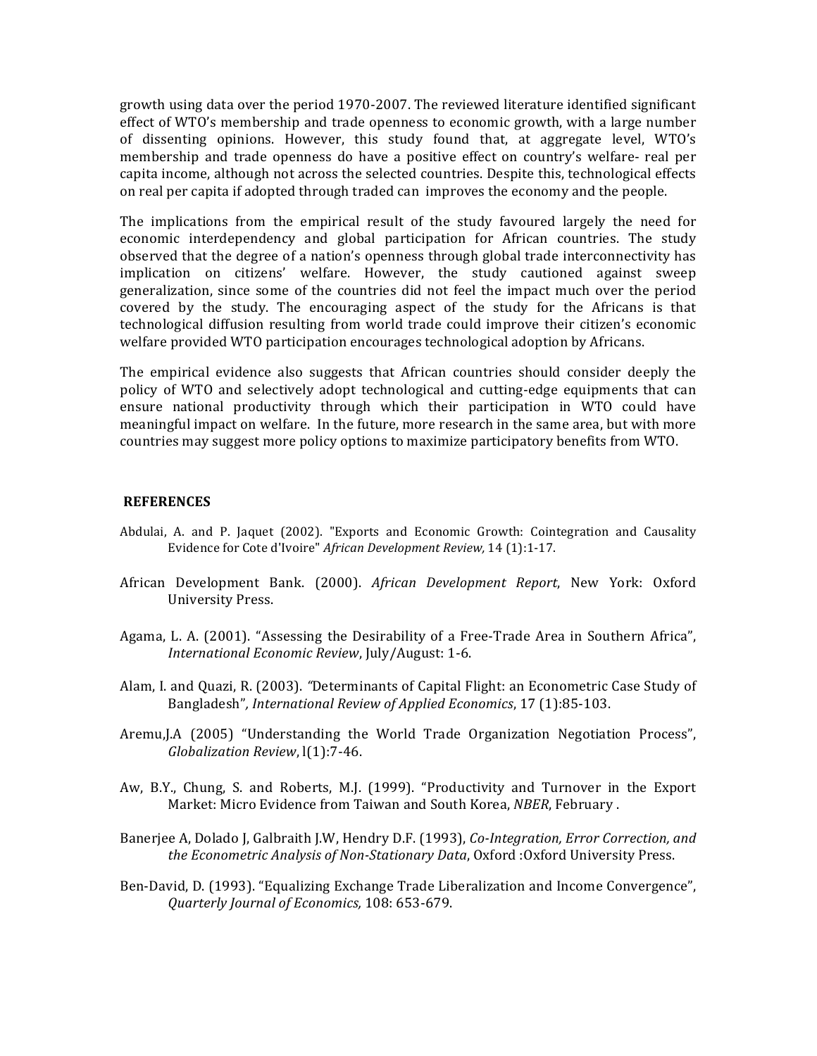growth using data over the period 1970-2007. The reviewed literature identified significant effect of WTO's membership and trade openness to economic growth, with a large number of dissenting opinions. However, this study found that, at aggregate level, WTO's membership and trade openness do have a positive effect on country's welfare- real per capita income, although not across the selected countries. Despite this, technological effects on real per capita if adopted through traded can improves the economy and the people.

The implications from the empirical result of the study favoured largely the need for economic interdependency and global participation for African countries. The study observed that the degree of a nation's openness through global trade interconnectivity has implication on citizens' welfare. However, the study cautioned against sweep generalization, since some of the countries did not feel the impact much over the period covered by the study. The encouraging aspect of the study for the Africans is that technological diffusion resulting from world trade could improve their citizen's economic welfare provided WTO participation encourages technological adoption by Africans.

The empirical evidence also suggests that African countries should consider deeply the policy of WTO and selectively adopt technological and cutting-edge equipments that can ensure national productivity through which their participation in WTO could have meaningful impact on welfare. In the future, more research in the same area, but with more countries may suggest more policy options to maximize participatory benefits from WTO.

## REFERENCES

Abdulai, A. and P. Jaquet (2002). "Exports and Economic Growth: Cointegration and Causality Evidence for Cote d'Ivoire" *African Development Review,* 14 (1):1-17.

African Development Bank. (2000). *African Development Report*, New York: Oxford University Press.

Agama, L. A. (2001). "Assessing the Desirability of a Free-Trade Area in Southern Africa", *International Economic Review*, July/August: 1-6.

Alam, I. and Quazi, R. (2003). "Determinants of Capital Flight: an Econometric Case Study of Bangladesh"*, International Review of Applied Economics*, 17 (1):85-103.

Aremu,J.A (2005) "Understanding the World Trade Organization Negotiation Process", *Globalization Review*, l(1):7-46.

Aw, B.Y., Chung, S. and Roberts, M.J. (1999). "Productivity and Turnover in the Export Market: Micro Evidence from Taiwan and South Korea, *NBER*, February .

Banerjee A, Dolado J, Galbraith J.W, Hendry D.F. (1993), *Co-Integration, Error Correction, and the Econometric Analysis of Non-Stationary Data*, Oxford :Oxford University Press.

Ben-David, D. (1993). "Equalizing Exchange Trade Liberalization and Income Convergence", *Quarterly Journal of Economics,* 108: 653-679.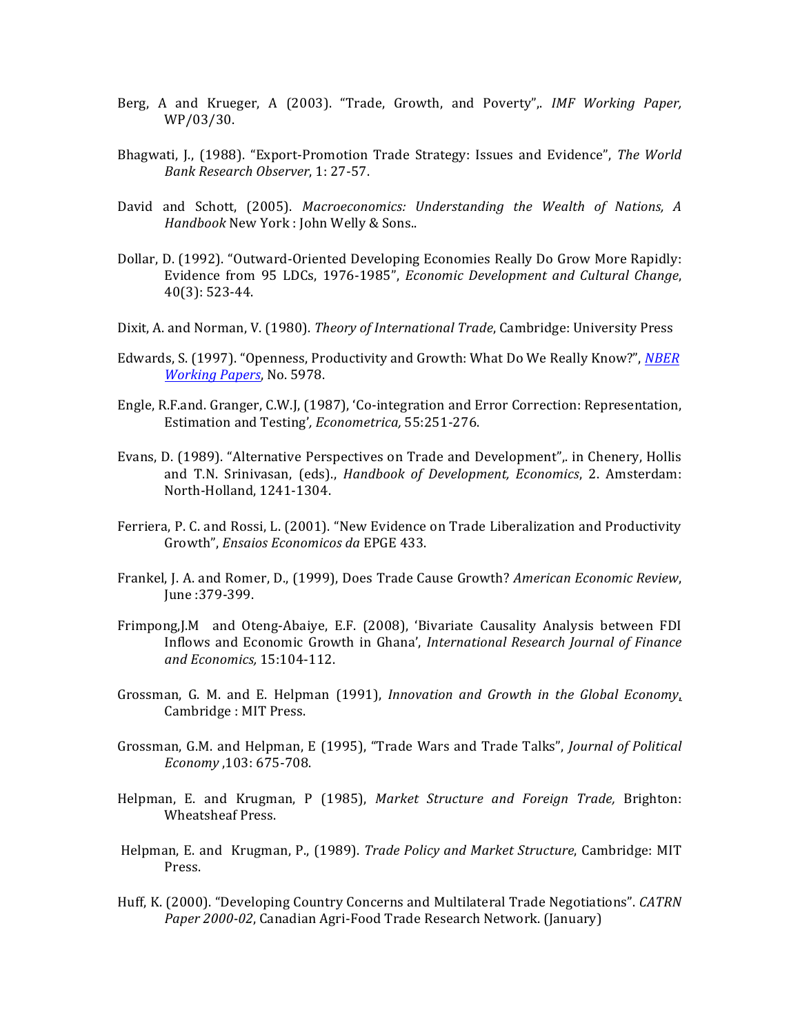Berg, A and Krueger, A (2003). "Trade, Growth, and Poverty",. *IMF Working Paper,* WP/03/30.

Bhagwati, J., (1988). "Export-Promotion Trade Strategy: Issues and Evidence", *The World Bank Research Observer*, 1: 27-57.

David and Schott, (2005). *Macroeconomics: Understanding the Wealth of Nations, A Handbook* New York : John Welly & Sons..

Dollar, D. (1992). "Outward-Oriented Developing Economies Really Do Grow More Rapidly: Evidence from 95 LDCs, 1976-1985", *Economic Development and Cultural Change*, 40(3): 523-44.

Dixit, A. and Norman, V. (1980). *Theory of International Trade*, Cambridge: University Press

Edwards, S. (1997). "Openness, Productivity and Growth: What Do We Really Know?", *NBER Working Papers*, No. 5978.

Engle, R.F.and. Granger, C.W.J, (1987), 'Co-integration and Error Correction: Representation, Estimation and Testing', *Econometrica,* 55:251-276.

Evans, D. (1989). "Alternative Perspectives on Trade and Development",. in Chenery, Hollis and T.N. Srinivasan, (eds)., *Handbook of Development, Economics*, 2. Amsterdam: North-Holland, 1241-1304.

Ferriera, P. C. and Rossi, L. (2001). "New Evidence on Trade Liberalization and Productivity Growth", *Ensaios Economicos da* EPGE 433.

Frankel, J. A. and Romer, D., (1999), Does Trade Cause Growth? *American Economic Review*, June :379-399.

Frimpong,J.M and Oteng-Abaiye, E.F. (2008), 'Bivariate Causality Analysis between FDI Inflows and Economic Growth in Ghana', *International Research Journal of Finance and Economics,* 15:104-112.

Grossman, G. M. and E. Helpman (1991), *Innovation and Growth in the Global Economy*, Cambridge : MIT Press.

Grossman, G.M. and Helpman, E (1995), "Trade Wars and Trade Talks", *Journal of Political Economy* ,103: 675-708.

Helpman, E. and Krugman, P (1985), *Market Structure and Foreign Trade,* Brighton: Wheatsheaf Press.

Helpman, E. and Krugman, P., (1989). *Trade Policy and Market Structure*, Cambridge: MIT Press.

Huff, K. (2000). "Developing Country Concerns and Multilateral Trade Negotiations". *CATRN Paper 2000-02*, Canadian Agri-Food Trade Research Network. (January)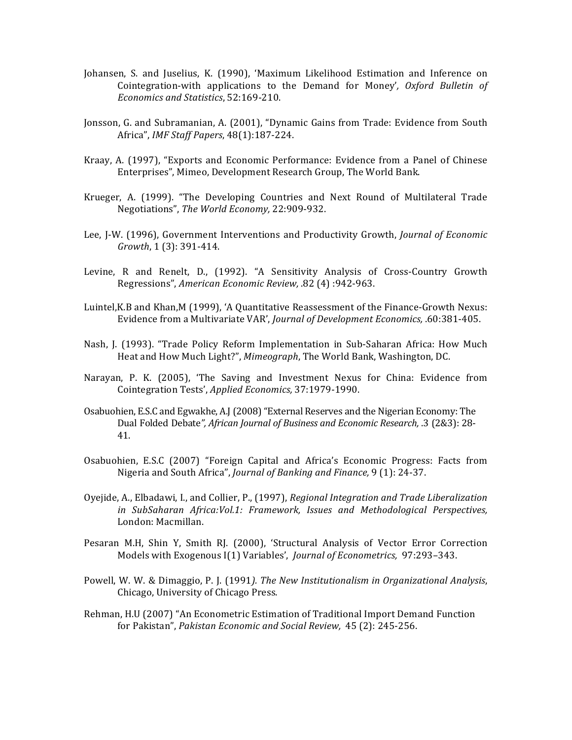Johansen, S. and Juselius, K. (1990), 'Maximum Likelihood Estimation and Inference on Cointegration-with applications to the Demand for Money', *Oxford Bulletin of Economics and Statistics*, 52:169-210.

Jonsson, G. and Subramanian, A. (2001), "Dynamic Gains from Trade: Evidence from South Africa", *IMF Staff Papers*, 48(1):187-224.

Kraay, A. (1997), "Exports and Economic Performance: Evidence from a Panel of Chinese Enterprises", Mimeo, Development Research Group, The World Bank.

Krueger, A. (1999). "The Developing Countries and Next Round of Multilateral Trade Negotiations", *The World Economy,* 22:909-932.

Lee, J-W. (1996), Government Interventions and Productivity Growth, *Journal of Economic Growth*, 1 (3): 391-414.

Levine, R and Renelt, D., (1992). "A Sensitivity Analysis of Cross-Country Growth Regressions", *American Economic Review,* .82 (4) :942-963.

Luintel,K.B and Khan,M (1999), 'A Quantitative Reassessment of the Finance-Growth Nexus: Evidence from a Multivariate VAR', *Journal of Development Economics,* .60:381-405.

Nash, J. (1993). "Trade Policy Reform Implementation in Sub-Saharan Africa: How Much Heat and How Much Light?", *Mimeograph*, The World Bank, Washington, DC.

Narayan, P. K. (2005), 'The Saving and Investment Nexus for China: Evidence from Cointegration Tests', *Applied Economics,* 37:1979-1990.

Osabuohien, E.S.C and Egwakhe, A.J (2008) "External Reserves and the Nigerian Economy: The Dual Folded Debate*", African Journal of Business and Economic Research,* .3 (2&3): 28-41.

Osabuohien, E.S.C (2007) "Foreign Capital and Africa's Economic Progress: Facts from Nigeria and South Africa", *Journal of Banking and Finance,* 9 (1): 24-37.

Oyejide, A., Elbadawi, I., and Collier, P., (1997), *Regional Integration and Trade Liberalization in SubSaharan Africa:Vol.1: Framework, Issues and Methodological Perspectives,* London: Macmillan.

Pesaran M.H, Shin Y, Smith RJ. (2000), 'Structural Analysis of Vector Error Correction Models with Exogenous I(1) Variables', *Journal of Econometrics,* 97:293–343.

Powell, W. W. & Dimaggio, P. J. (1991*). The New Institutionalism in Organizational Analysis*, Chicago, University of Chicago Press.

Rehman, H.U (2007) "An Econometric Estimation of Traditional Import Demand Function for Pakistan", *Pakistan Economic and Social Review,* 45 (2): 245-256.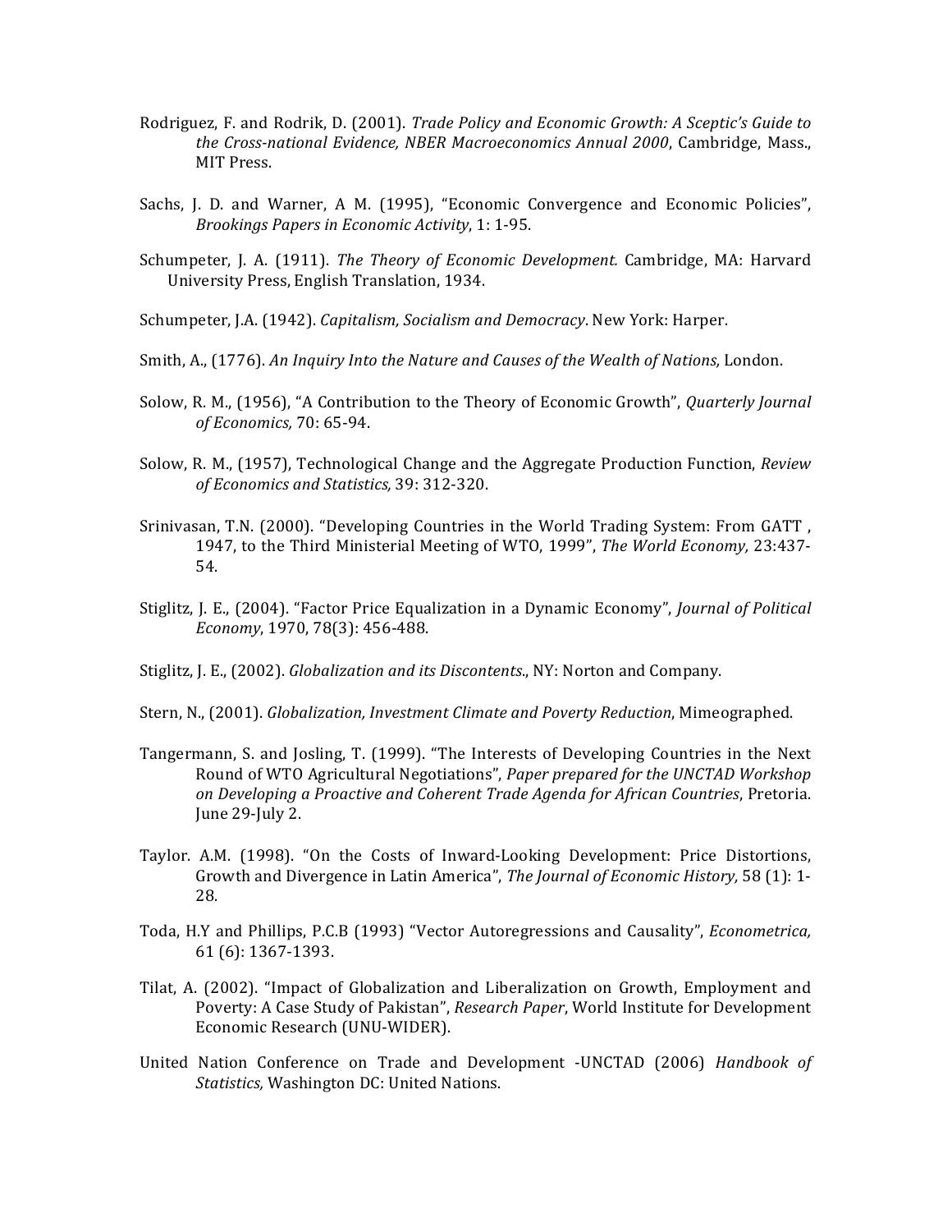Rodriguez, F. and Rodrik, D. (2001). *Trade Policy and Economic Growth: A Sceptic's Guide to the Cross-national Evidence, NBER Macroeconomics Annual 2000*, Cambridge, Mass., MIT Press.

Sachs, J. D. and Warner, A M. (1995), "Economic Convergence and Economic Policies", *Brookings Papers in Economic Activity*, 1: 1-95.

Schumpeter, J. A. (1911). *The Theory of Economic Development.* Cambridge, MA: Harvard University Press, English Translation, 1934.

Schumpeter, J.A. (1942). *Capitalism, Socialism and Democracy*. New York: Harper.

Smith, A., (1776). *An Inquiry Into the Nature and Causes of the Wealth of Nations,* London.

Solow, R. M., (1956), "A Contribution to the Theory of Economic Growth", *Quarterly Journal of Economics,* 70: 65-94.

Solow, R. M., (1957), Technological Change and the Aggregate Production Function, *Review of Economics and Statistics,* 39: 312-320.

Srinivasan, T.N. (2000). "Developing Countries in the World Trading System: From GATT , 1947, to the Third Ministerial Meeting of WTO, 1999", *The World Economy,* 23:437-54.

Stiglitz, J. E., (2004). "Factor Price Equalization in a Dynamic Economy", *Journal of Political Economy*, 1970, 78(3): 456-488.

Stiglitz, J. E., (2002). *Globalization and its Discontents*., NY: Norton and Company.

Stern, N., (2001). *Globalization, Investment Climate and Poverty Reduction*, Mimeographed.

Tangermann, S. and Josling, T. (1999). "The Interests of Developing Countries in the Next Round of WTO Agricultural Negotiations", *Paper prepared for the UNCTAD Workshop on Developing a Proactive and Coherent Trade Agenda for African Countries*, Pretoria. June 29-July 2.

Taylor. A.M. (1998). "On the Costs of Inward-Looking Development: Price Distortions, Growth and Divergence in Latin America", *The Journal of Economic History,* 58 (1): 1-28.

Toda, H.Y and Phillips, P.C.B (1993) "Vector Autoregressions and Causality", *Econometrica,* 61 (6): 1367-1393.

Tilat, A. (2002). "Impact of Globalization and Liberalization on Growth, Employment and Poverty: A Case Study of Pakistan", *Research Paper*, World Institute for Development Economic Research (UNU-WIDER).

United Nation Conference on Trade and Development -UNCTAD (2006) *Handbook of Statistics,* Washington DC: United Nations.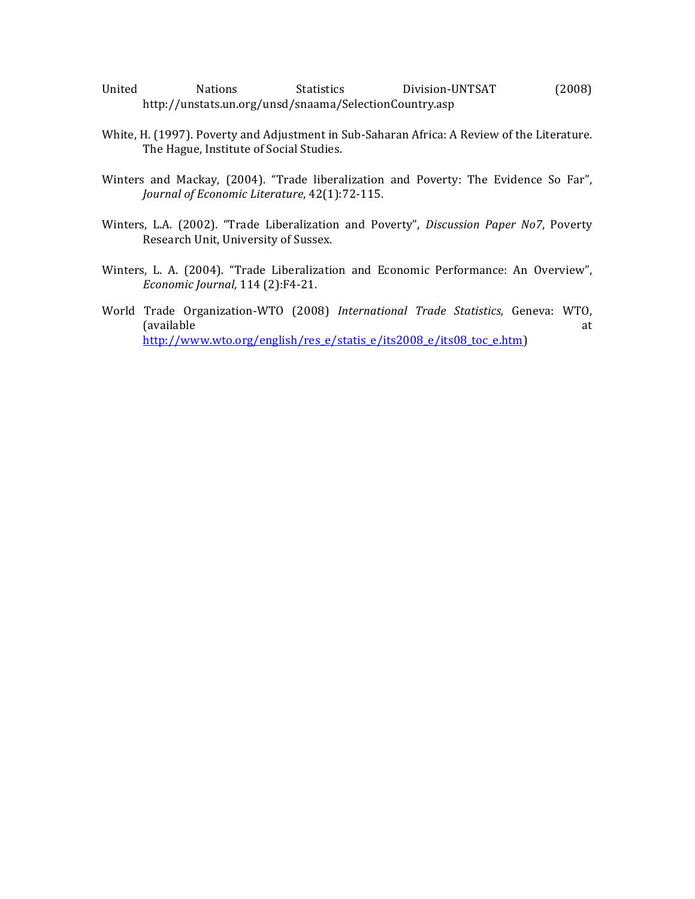United Nations Statistics Division-UNTSAT (2008) http://unstats.un.org/unsd/snaama/SelectionCountry.asp

White, H. (1997). Poverty and Adjustment in Sub-Saharan Africa: A Review of the Literature. The Hague, Institute of Social Studies.

Winters and Mackay, (2004). "Trade liberalization and Poverty: The Evidence So Far", *Journal of Economic Literature*, 42(1):72-115.

Winters, L.A. (2002). "Trade Liberalization and Poverty", *Discussion Paper No7*, Poverty Research Unit, University of Sussex.

Winters, L. A. (2004). "Trade Liberalization and Economic Performance: An Overview", *Economic Journal,* 114 (2):F4-21.

World Trade Organization-WTO (2008) *International Trade Statistics,* Geneva: WTO, (available at http://www.wto.org/english/res_e/statis_e/its2008_e/its08_toc_e.htm)